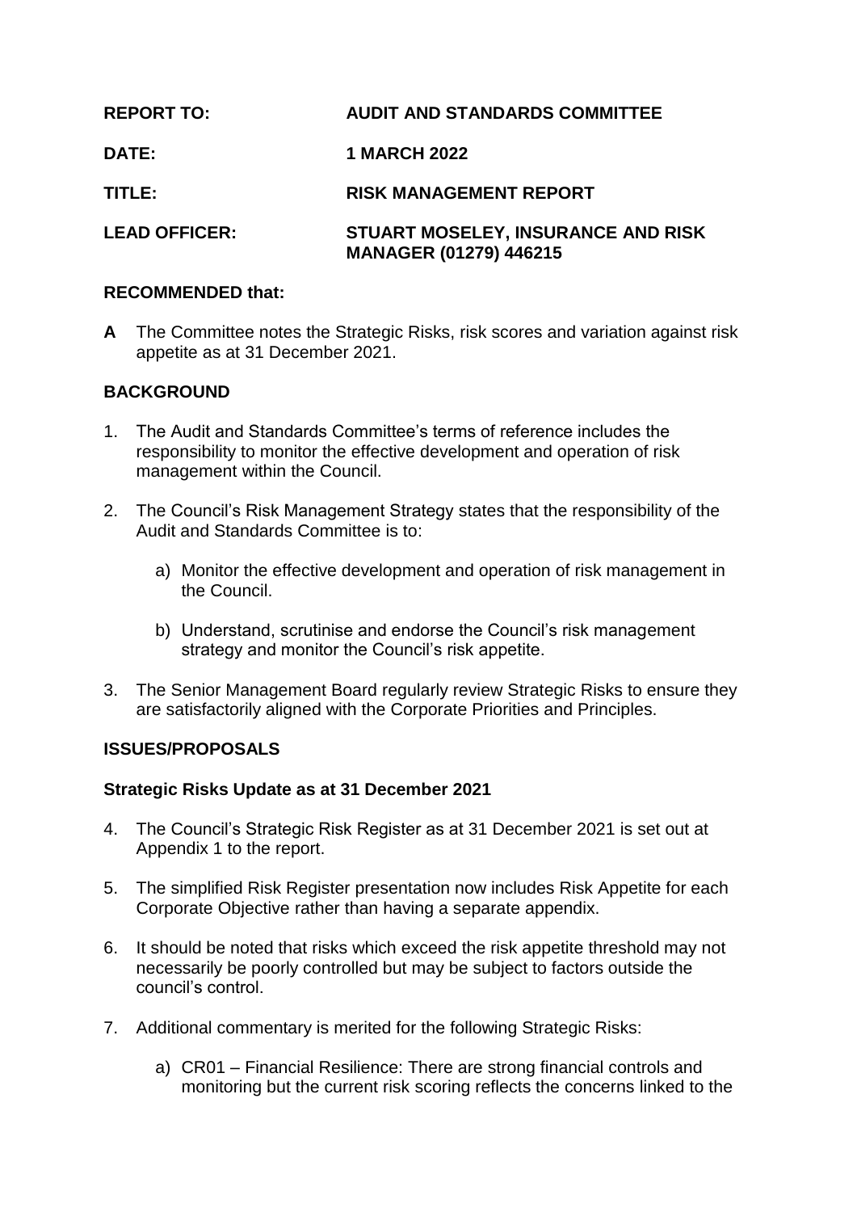**REPORT TO:** AUDIT AND STANDARDS COMMITTEE

**DATE:** 1 MARCH 2022

**TITLE:** RISK MANAGEMENT REPORT

**LEAD OFFICER:** STUART MOSELEY, INSURANCE AND RISK MANAGER (01279) 446215

## RECOMMENDED that:

**A** The Committee notes the Strategic Risks, risk scores and variation against risk appetite as at 31 December 2021.

## BACKGROUND

1. The Audit and Standards Committee's terms of reference includes the responsibility to monitor the effective development and operation of risk management within the Council.

2. The Council's Risk Management Strategy states that the responsibility of the Audit and Standards Committee is to:

   a) Monitor the effective development and operation of risk management in the Council.

   b) Understand, scrutinise and endorse the Council's risk management strategy and monitor the Council's risk appetite.

3. The Senior Management Board regularly review Strategic Risks to ensure they are satisfactorily aligned with the Corporate Priorities and Principles.

## ISSUES/PROPOSALS

### Strategic Risks Update as at 31 December 2021

4. The Council's Strategic Risk Register as at 31 December 2021 is set out at Appendix 1 to the report.

5. The simplified Risk Register presentation now includes Risk Appetite for each Corporate Objective rather than having a separate appendix.

6. It should be noted that risks which exceed the risk appetite threshold may not necessarily be poorly controlled but may be subject to factors outside the council's control.

7. Additional commentary is merited for the following Strategic Risks:

   a) CR01 – Financial Resilience: There are strong financial controls and monitoring but the current risk scoring reflects the concerns linked to the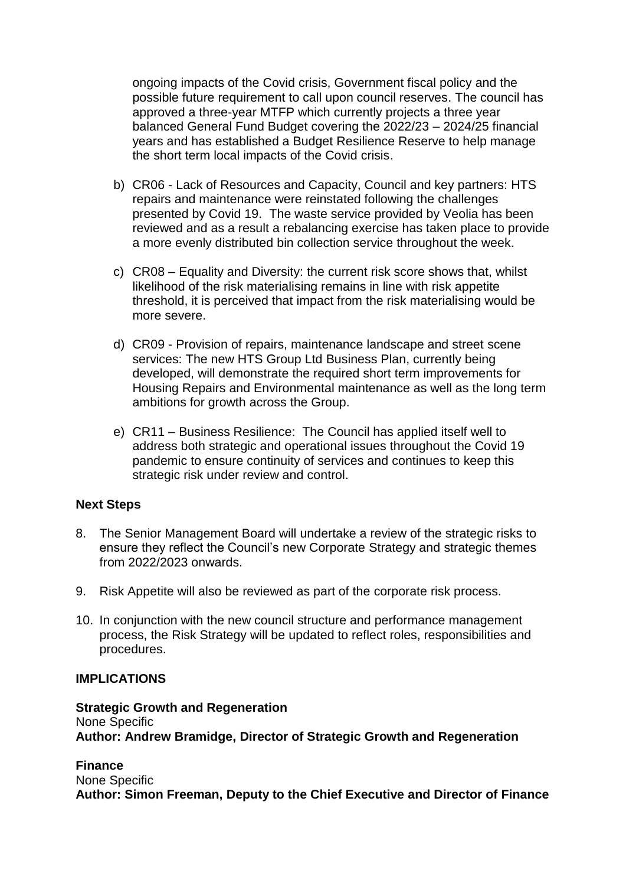ongoing impacts of the Covid crisis, Government fiscal policy and the possible future requirement to call upon council reserves. The council has approved a three-year MTFP which currently projects a three year balanced General Fund Budget covering the 2022/23 – 2024/25 financial years and has established a Budget Resilience Reserve to help manage the short term local impacts of the Covid crisis.

b) CR06 - Lack of Resources and Capacity, Council and key partners: HTS repairs and maintenance were reinstated following the challenges presented by Covid 19. The waste service provided by Veolia has been reviewed and as a result a rebalancing exercise has taken place to provide a more evenly distributed bin collection service throughout the week.

c) CR08 – Equality and Diversity: the current risk score shows that, whilst likelihood of the risk materialising remains in line with risk appetite threshold, it is perceived that impact from the risk materialising would be more severe.

d) CR09 - Provision of repairs, maintenance landscape and street scene services: The new HTS Group Ltd Business Plan, currently being developed, will demonstrate the required short term improvements for Housing Repairs and Environmental maintenance as well as the long term ambitions for growth across the Group.

e) CR11 – Business Resilience: The Council has applied itself well to address both strategic and operational issues throughout the Covid 19 pandemic to ensure continuity of services and continues to keep this strategic risk under review and control.

**Next Steps**

8. The Senior Management Board will undertake a review of the strategic risks to ensure they reflect the Council's new Corporate Strategy and strategic themes from 2022/2023 onwards.

9. Risk Appetite will also be reviewed as part of the corporate risk process.

10. In conjunction with the new council structure and performance management process, the Risk Strategy will be updated to reflect roles, responsibilities and procedures.

**IMPLICATIONS**

**Strategic Growth and Regeneration**
None Specific
**Author: Andrew Bramidge, Director of Strategic Growth and Regeneration**

**Finance**
None Specific
**Author: Simon Freeman, Deputy to the Chief Executive and Director of Finance**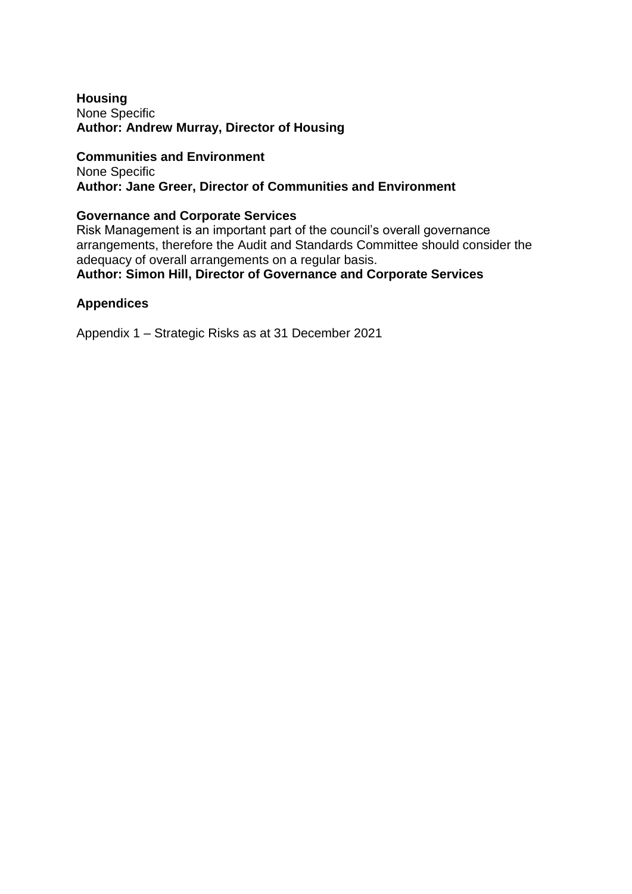**Housing**
None Specific
**Author: Andrew Murray, Director of Housing**

**Communities and Environment**
None Specific
**Author: Jane Greer, Director of Communities and Environment**

**Governance and Corporate Services**
Risk Management is an important part of the council's overall governance arrangements, therefore the Audit and Standards Committee should consider the adequacy of overall arrangements on a regular basis.
**Author: Simon Hill, Director of Governance and Corporate Services**

## Appendices

Appendix 1 – Strategic Risks as at 31 December 2021